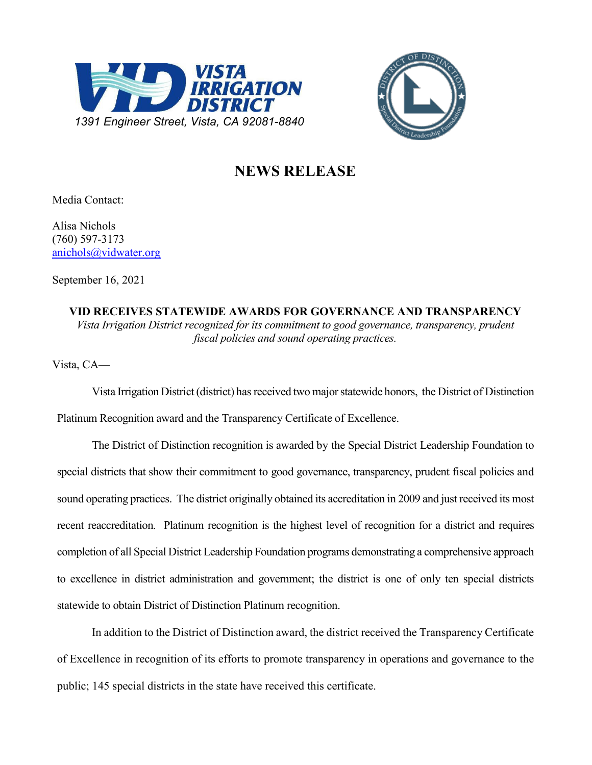VISTA IRRIGATION DISTRICT

*1391 Engineer Street, Vista, CA 92081-8840*

# NEWS RELEASE

Media Contact:

Alisa Nichols
(760) 597-3173
anichols@vidwater.org

September 16, 2021

**VID RECEIVES STATEWIDE AWARDS FOR GOVERNANCE AND TRANSPARENCY**

*Vista Irrigation District recognized for its commitment to good governance, transparency, prudent fiscal policies and sound operating practices.*

Vista, CA—

Vista Irrigation District (district) has received two major statewide honors, the District of Distinction Platinum Recognition award and the Transparency Certificate of Excellence.

The District of Distinction recognition is awarded by the Special District Leadership Foundation to special districts that show their commitment to good governance, transparency, prudent fiscal policies and sound operating practices. The district originally obtained its accreditation in 2009 and just received its most recent reaccreditation. Platinum recognition is the highest level of recognition for a district and requires completion of all Special District Leadership Foundation programs demonstrating a comprehensive approach to excellence in district administration and government; the district is one of only ten special districts statewide to obtain District of Distinction Platinum recognition.

In addition to the District of Distinction award, the district received the Transparency Certificate of Excellence in recognition of its efforts to promote transparency in operations and governance to the public; 145 special districts in the state have received this certificate.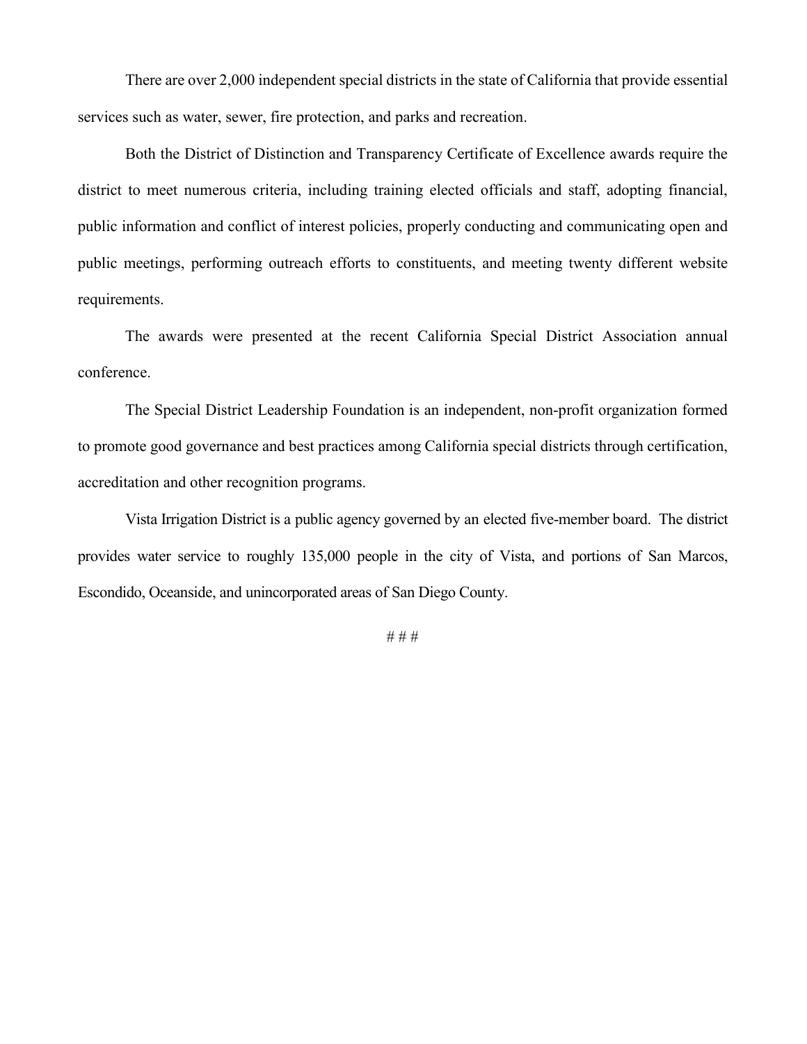There are over 2,000 independent special districts in the state of California that provide essential services such as water, sewer, fire protection, and parks and recreation.

Both the District of Distinction and Transparency Certificate of Excellence awards require the district to meet numerous criteria, including training elected officials and staff, adopting financial, public information and conflict of interest policies, properly conducting and communicating open and public meetings, performing outreach efforts to constituents, and meeting twenty different website requirements.

The awards were presented at the recent California Special District Association annual conference.

The Special District Leadership Foundation is an independent, non-profit organization formed to promote good governance and best practices among California special districts through certification, accreditation and other recognition programs.

Vista Irrigation District is a public agency governed by an elected five-member board. The district provides water service to roughly 135,000 people in the city of Vista, and portions of San Marcos, Escondido, Oceanside, and unincorporated areas of San Diego County.

# # #